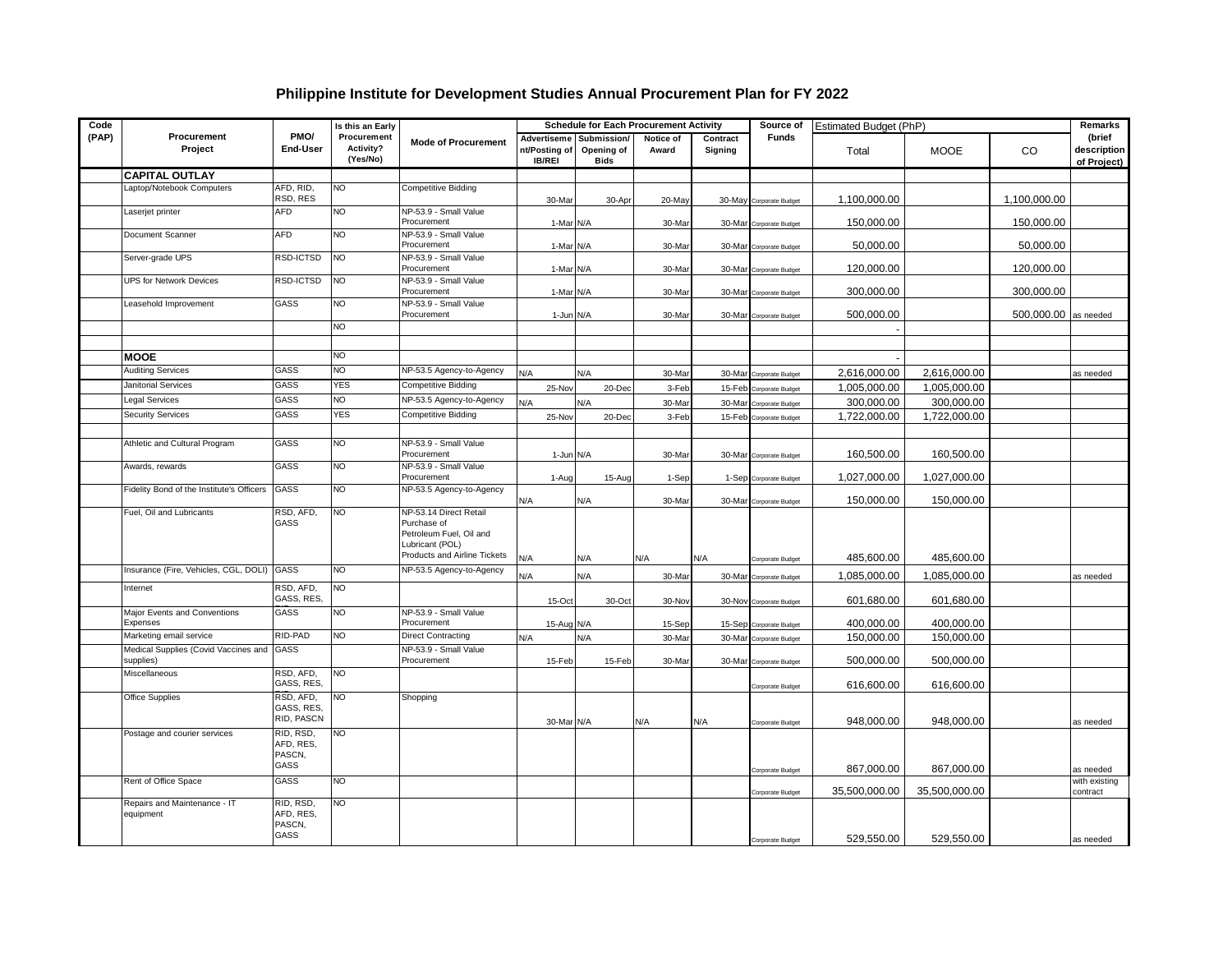# Philippine Institute for Development Studies Annual Procurement Plan for FY 2022

| Code (PAP) | Procurement Project | PMO/ End-User | Is this an Early Procurement Activity? (Yes/No) | Mode of Procurement | Schedule for Each Procurement Activity | | | | Source of Funds | Estimated Budget (PhP) | | | Remarks (brief description of Project) |
|---|---|---|---|---|---|---|---|---|---|---|---|---|---|
| | | | | | Advertisement/Posting of IB/REI | Submission/ Opening of Bids | Notice of Award | Contract Signing | | Total | MOOE | CO | |
| | **CAPITAL OUTLAY** | | | | | | | | | | | | |
| | Laptop/Notebook Computers | AFD, RID, RSD, RES | NO | Competitive Bidding | 30-Mar | 30-Apr | 20-May | 30-May | Corporate Budget | 1,100,000.00 | | 1,100,000.00 | |
| | Laserjet printer | AFD | NO | NP-53.9 - Small Value Procurement | 1-Mar | N/A | 30-Mar | 30-Mar | Corporate Budget | 150,000.00 | | 150,000.00 | |
| | Document Scanner | AFD | NO | NP-53.9 - Small Value Procurement | 1-Mar | N/A | 30-Mar | 30-Mar | Corporate Budget | 50,000.00 | | 50,000.00 | |
| | Server-grade UPS | RSD-ICTSD | NO | NP-53.9 - Small Value Procurement | 1-Mar | N/A | 30-Mar | 30-Mar | Corporate Budget | 120,000.00 | | 120,000.00 | |
| | UPS for Network Devices | RSD-ICTSD | NO | NP-53.9 - Small Value Procurement | 1-Mar | N/A | 30-Mar | 30-Mar | Corporate Budget | 300,000.00 | | 300,000.00 | |
| | Leasehold Improvement | GASS | NO | NP-53.9 - Small Value Procurement | 1-Jun | N/A | 30-Mar | 30-Mar | Corporate Budget | 500,000.00 | | 500,000.00 | as needed |
| | | | NO | | | | | | | - | | | |
| | | | | | | | | | | | | | |
| | **MOOE** | | NO | | | | | | | - | | | |
| | Auditing Services | GASS | NO | NP-53.5 Agency-to-Agency | N/A | N/A | 30-Mar | 30-Mar | Corporate Budget | 2,616,000.00 | 2,616,000.00 | | as needed |
| | Janitorial Services | GASS | YES | Competitive Bidding | 25-Nov | 20-Dec | 3-Feb | 15-Feb | Corporate Budget | 1,005,000.00 | 1,005,000.00 | | |
| | Legal Services | GASS | NO | NP-53.5 Agency-to-Agency | N/A | N/A | 30-Mar | 30-Mar | Corporate Budget | 300,000.00 | 300,000.00 | | |
| | Security Services | GASS | YES | Competitive Bidding | 25-Nov | 20-Dec | 3-Feb | 15-Feb | Corporate Budget | 1,722,000.00 | 1,722,000.00 | | |
| | | | | | | | | | | | | | |
| | Athletic and Cultural Program | GASS | NO | NP-53.9 - Small Value Procurement | 1-Jun | N/A | 30-Mar | 30-Mar | Corporate Budget | 160,500.00 | 160,500.00 | | |
| | Awards, rewards | GASS | NO | NP-53.9 - Small Value Procurement | 1-Aug | 15-Aug | 1-Sep | 1-Sep | Corporate Budget | 1,027,000.00 | 1,027,000.00 | | |
| | Fidelity Bond of the Institute's Officers | GASS | NO | NP-53.5 Agency-to-Agency | N/A | N/A | 30-Mar | 30-Mar | Corporate Budget | 150,000.00 | 150,000.00 | | |
| | Fuel, Oil and Lubricants | RSD, AFD, GASS | NO | NP-53.14 Direct Retail Purchase of Petroleum Fuel, Oil and Lubricant (POL) Products and Airline Tickets | N/A | N/A | N/A | N/A | Corporate Budget | 485,600.00 | 485,600.00 | | |
| | Insurance (Fire, Vehicles, CGL, DOLI) | GASS | NO | NP-53.5 Agency-to-Agency | N/A | N/A | 30-Mar | 30-Mar | Corporate Budget | 1,085,000.00 | 1,085,000.00 | | as needed |
| | Internet | RSD, AFD, GASS, RES, | NO | | 15-Oct | 30-Oct | 30-Nov | 30-Nov | Corporate Budget | 601,680.00 | 601,680.00 | | |
| | Major Events and Conventions Expenses | GASS | NO | NP-53.9 - Small Value Procurement | 15-Aug | N/A | 15-Sep | 15-Sep | Corporate Budget | 400,000.00 | 400,000.00 | | |
| | Marketing email service | RID-PAD | NO | Direct Contracting | N/A | N/A | 30-Mar | 30-Mar | Corporate Budget | 150,000.00 | 150,000.00 | | |
| | Medical Supplies (Covid Vaccines and supplies) | GASS | | NP-53.9 - Small Value Procurement | 15-Feb | 15-Feb | 30-Mar | 30-Mar | Corporate Budget | 500,000.00 | 500,000.00 | | |
| | Miscellaneous | RSD, AFD, GASS, RES, | NO | | | | | | Corporate Budget | 616,600.00 | 616,600.00 | | |
| | Office Supplies | RSD, AFD, GASS, RES, RID, PASCN | NO | Shopping | 30-Mar | N/A | N/A | N/A | Corporate Budget | 948,000.00 | 948,000.00 | | as needed |
| | Postage and courier services | RID, RSD, AFD, RES, PASCN, GASS | NO | | | | | | Corporate Budget | 867,000.00 | 867,000.00 | | as needed |
| | Rent of Office Space | GASS | NO | | | | | | Corporate Budget | 35,500,000.00 | 35,500,000.00 | | with existing contract |
| | Repairs and Maintenance - IT equipment | RID, RSD, AFD, RES, PASCN, GASS | NO | | | | | | Corporate Budget | 529,550.00 | 529,550.00 | | as needed |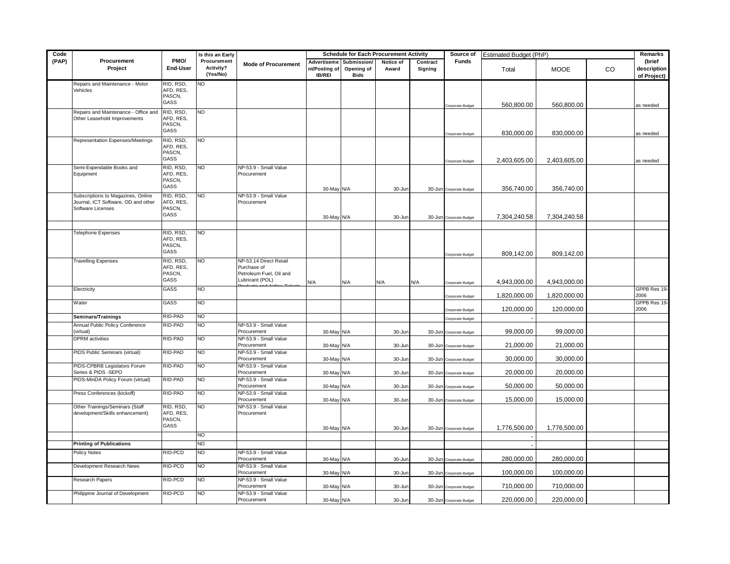| Code (PAP) | Procurement Project | PMO/ End-User | Is this an Early Procurement Activity? (Yes/No) | Mode of Procurement | Schedule for Each Procurement Activity | | | | Source of Funds | Estimated Budget (PhP) | | | Remarks (brief description of Project) |
|---|---|---|---|---|---|---|---|---|---|---|---|---|---|
| | | | | | Advertisement/Posting of IB/REI | Submission/ Opening of Bids | Notice of Award | Contract Signing | | Total | MOOE | CO | |
| | Repairs and Maintenance - Motor Vehicles | RID, RSD, AFD, RES, PASCN, GASS | NO | | | | | | Corporate Budget | 560,800.00 | 560,800.00 | | as needed |
| | Repairs and Maintenance - Office and Other Leasehold Improvements | RID, RSD, AFD, RES, PASCN, GASS | NO | | | | | | Corporate Budget | 830,000.00 | 830,000.00 | | as needed |
| | Representation Expenses/Meetings | RID, RSD, AFD, RES, PASCN, GASS | NO | | | | | | Corporate Budget | 2,403,605.00 | 2,403,605.00 | | as needed |
| | Semi-Expendable Books and Equipment | RID, RSD, AFD, RES, PASCN, GASS | NO | NP-53.9 - Small Value Procurement | 30-May | N/A | 30-Jun | 30-Jun | Corporate Budget | 356,740.00 | 356,740.00 | | |
| | Subscriptions to Magazines, Online Journal, ICT Software, OD and other Software Licenses | RID, RSD, AFD, RES, PASCN, GASS | NO | NP-53.9 - Small Value Procurement | 30-May | N/A | 30-Jun | 30-Jun | Corporate Budget | 7,304,240.58 | 7,304,240.58 | | |
| | | | | | | | | | | | | | |
| | Telephone Expenses | RID, RSD, AFD, RES, PASCN, GASS | NO | | | | | | Corporate Budget | 809,142.00 | 809,142.00 | | |
| | Travelling Expenses | RID, RSD, AFD, RES, PASCN, GASS | NO | NP-53.14 Direct Retail Purchase of Petroleum Fuel, Oil and Lubricant (POL) Products and Airline Tickets | N/A | N/A | N/A | N/A | Corporate Budget | 4,943,000.00 | 4,943,000.00 | | |
| | Electricity | GASS | NO | | | | | | Corporate Budget | 1,820,000.00 | 1,820,000.00 | | GPPB Res 19-2006 |
| | Water | GASS | NO | | | | | | Corporate Budget | 120,000.00 | 120,000.00 | | GPPB Res 19-2006 |
| | **Seminars/Trainings** | RID-PAD | NO | | | | | | Corporate Budget | - | | | |
| | Annual Public Policy Conference (virtual) | RID-PAD | NO | NP-53.9 - Small Value Procurement | 30-May | N/A | 30-Jun | 30-Jun | Corporate Budget | 99,000.00 | 99,000.00 | | |
| | DPRM activities | RID-PAD | NO | NP-53.9 - Small Value Procurement | 30-May | N/A | 30-Jun | 30-Jun | Corporate Budget | 21,000.00 | 21,000.00 | | |
| | PIDS Public Seminars (virtual) | RID-PAD | NO | NP-53.9 - Small Value Procurement | 30-May | N/A | 30-Jun | 30-Jun | Corporate Budget | 30,000.00 | 30,000.00 | | |
| | PIDS-CPBRB Legislators Forum Series & PIDS -SEPO | RID-PAD | NO | NP-53.9 - Small Value Procurement | 30-May | N/A | 30-Jun | 30-Jun | Corporate Budget | 20,000.00 | 20,000.00 | | |
| | PIDS-MinDA Policy Forum (virtual) | RID-PAD | NO | NP-53.9 - Small Value Procurement | 30-May | N/A | 30-Jun | 30-Jun | Corporate Budget | 50,000.00 | 50,000.00 | | |
| | Press Conferences (kickoff) | RID-PAD | NO | NP-53.9 - Small Value Procurement | 30-May | N/A | 30-Jun | 30-Jun | Corporate Budget | 15,000.00 | 15,000.00 | | |
| | Other Trainings/Seminars (Staff development/Skills enhancement) | RID, RSD, AFD, RES, PASCN, GASS | NO | NP-53.9 - Small Value Procurement | 30-May | N/A | 30-Jun | 30-Jun | Corporate Budget | 1,776,500.00 | 1,776,500.00 | | |
| | | | NO | | | | | | | - | | | |
| | **Printing of Publications** | | NO | | | | | | | - | | | |
| | Policy Notes | RID-PCD | NO | NP-53.9 - Small Value Procurement | 30-May | N/A | 30-Jun | 30-Jun | Corporate Budget | 280,000.00 | 280,000.00 | | |
| | Development Research News | RID-PCD | NO | NP-53.9 - Small Value Procurement | 30-May | N/A | 30-Jun | 30-Jun | Corporate Budget | 100,000.00 | 100,000.00 | | |
| | Research Papers | RID-PCD | NO | NP-53.9 - Small Value Procurement | 30-May | N/A | 30-Jun | 30-Jun | Corporate Budget | 710,000.00 | 710,000.00 | | |
| | Philippine Journal of Development | RID-PCD | NO | NP-53.9 - Small Value Procurement | 30-May | N/A | 30-Jun | 30-Jun | Corporate Budget | 220,000.00 | 220,000.00 | | |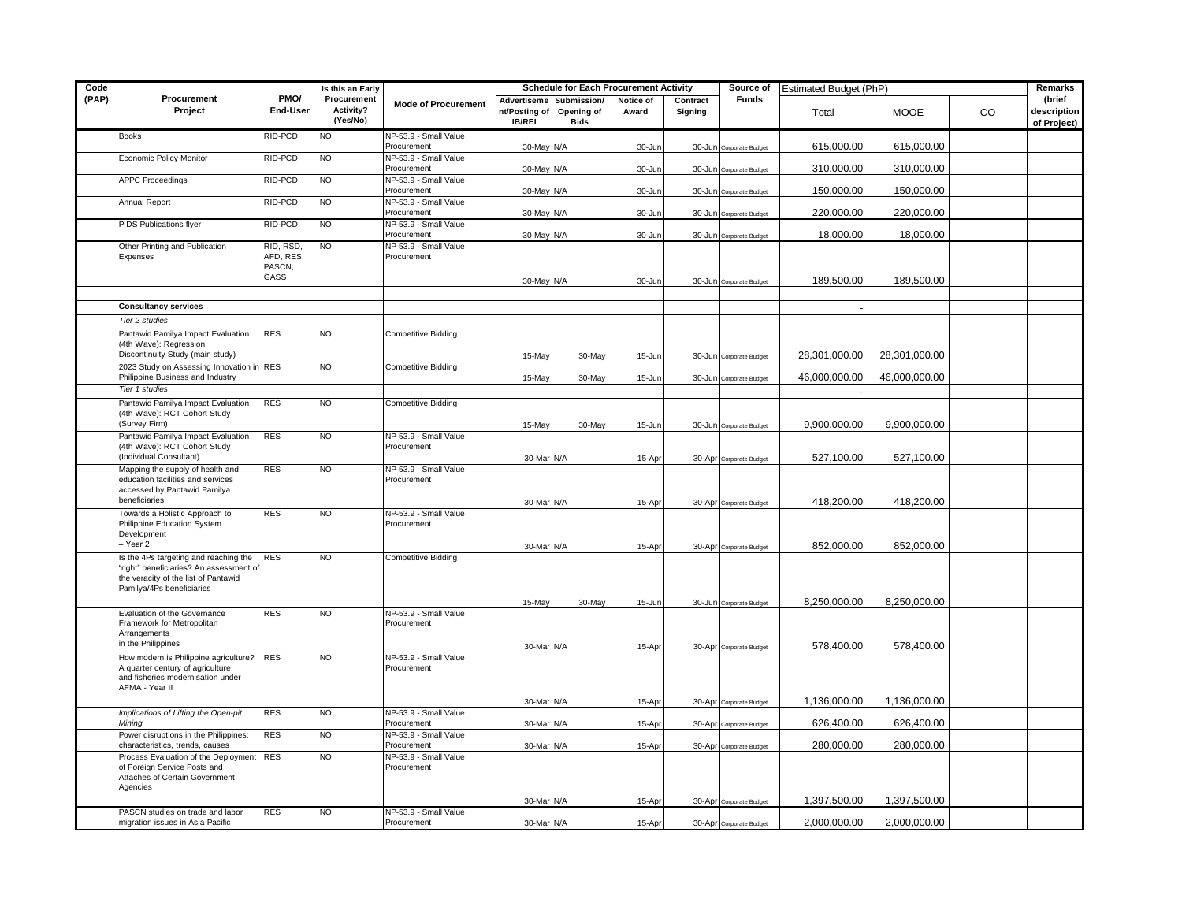| Code (PAP) | Procurement Project | PMO/ End-User | Is this an Early Procurement Activity? (Yes/No) | Mode of Procurement | Schedule for Each Procurement Activity | | | | Source of Funds | Estimated Budget (PhP) | | | Remarks (brief description of Project) |
|---|---|---|---|---|---|---|---|---|---|---|---|---|---|
| | | | | | Advertisement/Posting of IB/REI | Submission/ Opening of Bids | Notice of Award | Contract Signing | | Total | MOOE | CO | |
| | Books | RID-PCD | NO | NP-53.9 - Small Value Procurement | 30-May | N/A | 30-Jun | 30-Jun | Corporate Budget | 615,000.00 | 615,000.00 | | |
| | Economic Policy Monitor | RID-PCD | NO | NP-53.9 - Small Value Procurement | 30-May | N/A | 30-Jun | 30-Jun | Corporate Budget | 310,000.00 | 310,000.00 | | |
| | APPC Proceedings | RID-PCD | NO | NP-53.9 - Small Value Procurement | 30-May | N/A | 30-Jun | 30-Jun | Corporate Budget | 150,000.00 | 150,000.00 | | |
| | Annual Report | RID-PCD | NO | NP-53.9 - Small Value Procurement | 30-May | N/A | 30-Jun | 30-Jun | Corporate Budget | 220,000.00 | 220,000.00 | | |
| | PIDS Publications flyer | RID-PCD | NO | NP-53.9 - Small Value Procurement | 30-May | N/A | 30-Jun | 30-Jun | Corporate Budget | 18,000.00 | 18,000.00 | | |
| | Other Printing and Publication Expenses | RID, RSD, AFD, RES, PASCN, GASS | NO | NP-53.9 - Small Value Procurement | 30-May | N/A | 30-Jun | 30-Jun | Corporate Budget | 189,500.00 | 189,500.00 | | |
| | | | | | | | | | | | | | |
| | **Consultancy services** | | | | | | | | | - | | | |
| | *Tier 2 studies* | | | | | | | | | | | | |
| | Pantawid Pamilya Impact Evaluation (4th Wave): Regression Discontinuity Study (main study) | RES | NO | Competitive Bidding | 15-May | 30-May | 15-Jun | 30-Jun | Corporate Budget | 28,301,000.00 | 28,301,000.00 | | |
| | 2023 Study on Assessing Innovation in Philippine Business and Industry | RES | NO | Competitive Bidding | 15-May | 30-May | 15-Jun | 30-Jun | Corporate Budget | 46,000,000.00 | 46,000,000.00 | | |
| | *Tier 1 studies* | | | | | | | | | - | | | |
| | Pantawid Pamilya Impact Evaluation (4th Wave): RCT Cohort Study (Survey Firm) | RES | NO | Competitive Bidding | 15-May | 30-May | 15-Jun | 30-Jun | Corporate Budget | 9,900,000.00 | 9,900,000.00 | | |
| | Pantawid Pamilya Impact Evaluation (4th Wave): RCT Cohort Study (Individual Consultant) | RES | NO | NP-53.9 - Small Value Procurement | 30-Mar | N/A | 15-Apr | 30-Apr | Corporate Budget | 527,100.00 | 527,100.00 | | |
| | Mapping the supply of health and education facilities and services accessed by Pantawid Pamilya beneficiaries | RES | NO | NP-53.9 - Small Value Procurement | 30-Mar | N/A | 15-Apr | 30-Apr | Corporate Budget | 418,200.00 | 418,200.00 | | |
| | Towards a Holistic Approach to Philippine Education System Development – Year 2 | RES | NO | NP-53.9 - Small Value Procurement | 30-Mar | N/A | 15-Apr | 30-Apr | Corporate Budget | 852,000.00 | 852,000.00 | | |
| | Is the 4Ps targeting and reaching the "right" beneficiaries? An assessment of the veracity of the list of Pantawid Pamilya/4Ps beneficiaries | RES | NO | Competitive Bidding | 15-May | 30-May | 15-Jun | 30-Jun | Corporate Budget | 8,250,000.00 | 8,250,000.00 | | |
| | Evaluation of the Governance Framework for Metropolitan Arrangements in the Philippines | RES | NO | NP-53.9 - Small Value Procurement | 30-Mar | N/A | 15-Apr | 30-Apr | Corporate Budget | 578,400.00 | 578,400.00 | | |
| | How modern is Philippine agriculture? A quarter century of agriculture and fisheries modernisation under AFMA - Year II | RES | NO | NP-53.9 - Small Value Procurement | 30-Mar | N/A | 15-Apr | 30-Apr | Corporate Budget | 1,136,000.00 | 1,136,000.00 | | |
| | *Implications of Lifting the Open-pit Mining* | RES | NO | NP-53.9 - Small Value Procurement | 30-Mar | N/A | 15-Apr | 30-Apr | Corporate Budget | 626,400.00 | 626,400.00 | | |
| | Power disruptions in the Philippines: characteristics, trends, causes | RES | NO | NP-53.9 - Small Value Procurement | 30-Mar | N/A | 15-Apr | 30-Apr | Corporate Budget | 280,000.00 | 280,000.00 | | |
| | Process Evaluation of the Deployment of Foreign Service Posts and Attaches of Certain Government Agencies | RES | NO | NP-53.9 - Small Value Procurement | 30-Mar | N/A | 15-Apr | 30-Apr | Corporate Budget | 1,397,500.00 | 1,397,500.00 | | |
| | PASCN studies on trade and labor migration issues in Asia-Pacific | RES | NO | NP-53.9 - Small Value Procurement | 30-Mar | N/A | 15-Apr | 30-Apr | Corporate Budget | 2,000,000.00 | 2,000,000.00 | | |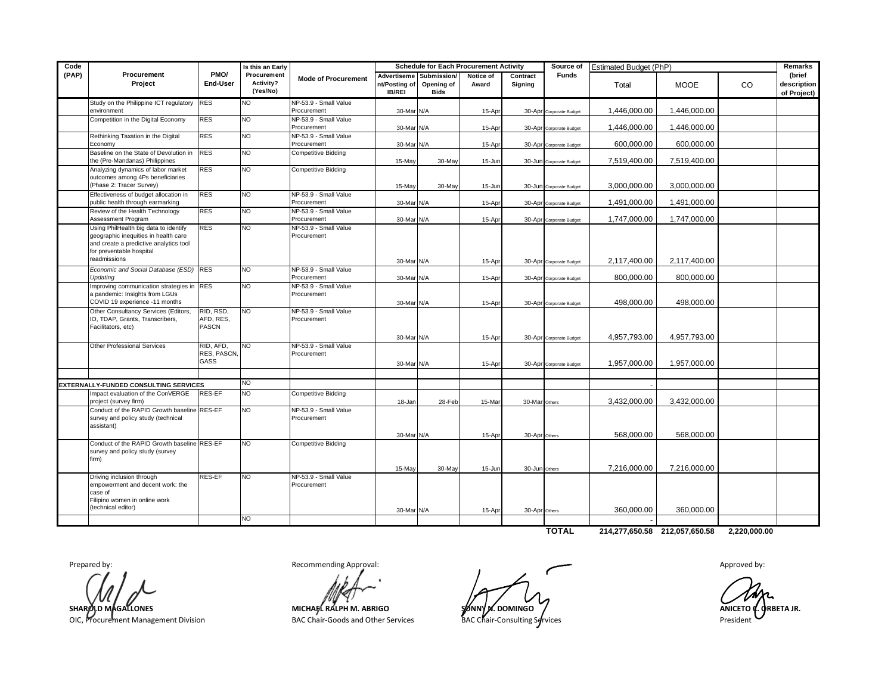| Code (PAP) | Procurement Project | PMO/ End-User | Is this an Early Procurement Activity? (Yes/No) | Mode of Procurement | Schedule for Each Procurement Activity | | | | Source of Funds | Estimated Budget (PhP) | | | Remarks (brief description of Project) |
|---|---|---|---|---|---|---|---|---|---|---|---|---|---|
| | | | | | Advertisement/Posting of IB/REI | Submission/ Opening of Bids | Notice of Award | Contract Signing | | Total | MOOE | CO | |
| | Study on the Philippine ICT regulatory environment | RES | NO | NP-53.9 - Small Value Procurement | 30-Mar | N/A | 15-Apr | 30-Apr | Corporate Budget | 1,446,000.00 | 1,446,000.00 | | |
| | Competition in the Digital Economy | RES | NO | NP-53.9 - Small Value Procurement | 30-Mar | N/A | 15-Apr | 30-Apr | Corporate Budget | 1,446,000.00 | 1,446,000.00 | | |
| | Rethinking Taxation in the Digital Economy | RES | NO | NP-53.9 - Small Value Procurement | 30-Mar | N/A | 15-Apr | 30-Apr | Corporate Budget | 600,000.00 | 600,000.00 | | |
| | Baseline on the State of Devolution in the (Pre-Mandanas) Philippines | RES | NO | Competitive Bidding | 15-May | 30-May | 15-Jun | 30-Jun | Corporate Budget | 7,519,400.00 | 7,519,400.00 | | |
| | Analyzing dynamics of labor market outcomes among 4Ps beneficiaries (Phase 2: Tracer Survey) | RES | NO | Competitive Bidding | 15-May | 30-May | 15-Jun | 30-Jun | Corporate Budget | 3,000,000.00 | 3,000,000.00 | | |
| | Effectiveness of budget allocation in public health through earmarking | RES | NO | NP-53.9 - Small Value Procurement | 30-Mar | N/A | 15-Apr | 30-Apr | Corporate Budget | 1,491,000.00 | 1,491,000.00 | | |
| | Review of the Health Technology Assessment Program | RES | NO | NP-53.9 - Small Value Procurement | 30-Mar | N/A | 15-Apr | 30-Apr | Corporate Budget | 1,747,000.00 | 1,747,000.00 | | |
| | Using PhilHealth big data to identify geographic inequities in health care and create a predictive analytics tool for preventable hospital readmissions | RES | NO | NP-53.9 - Small Value Procurement | 30-Mar | N/A | 15-Apr | 30-Apr | Corporate Budget | 2,117,400.00 | 2,117,400.00 | | |
| | *Economic and Social Database (ESD) Updating* | RES | NO | NP-53.9 - Small Value Procurement | 30-Mar | N/A | 15-Apr | 30-Apr | Corporate Budget | 800,000.00 | 800,000.00 | | |
| | Improving communication strategies in a pandemic: Insights from LGUs COVID 19 experience -11 months | RES | NO | NP-53.9 - Small Value Procurement | 30-Mar | N/A | 15-Apr | 30-Apr | Corporate Budget | 498,000.00 | 498,000.00 | | |
| | Other Consultancy Services (Editors, IO, TDAP, Grants, Transcribers, Facilitators, etc) | RID, RSD, AFD, RES, PASCN | NO | NP-53.9 - Small Value Procurement | 30-Mar | N/A | 15-Apr | 30-Apr | Corporate Budget | 4,957,793.00 | 4,957,793.00 | | |
| | Other Professional Services | RID, AFD, RES, PASCN, GASS | NO | NP-53.9 - Small Value Procurement | 30-Mar | N/A | 15-Apr | 30-Apr | Corporate Budget | 1,957,000.00 | 1,957,000.00 | | |
| | | | | | | | | | | | | | |
| **EXTERNALLY-FUNDED CONSULTING SERVICES** | | | NO | | | | | | | - | | | |
| | Impact evaluation of the ConVERGE project (survey firm) | RES-EF | NO | Competitive Bidding | 18-Jan | 28-Feb | 15-Mar | 30-Mar | Others | 3,432,000.00 | 3,432,000.00 | | |
| | Conduct of the RAPID Growth baseline survey and policy study (technical assistant) | RES-EF | NO | NP-53.9 - Small Value Procurement | 30-Mar | N/A | 15-Apr | 30-Apr | Others | 568,000.00 | 568,000.00 | | |
| | Conduct of the RAPID Growth baseline survey and policy study (survey firm) | RES-EF | NO | Competitive Bidding | 15-May | 30-May | 15-Jun | 30-Jun | Others | 7,216,000.00 | 7,216,000.00 | | |
| | Driving inclusion through empowerment and decent work: the case of Filipino women in online work (technical editor) | RES-EF | NO | NP-53.9 - Small Value Procurement | 30-Mar | N/A | 15-Apr | 30-Apr | Others | 360,000.00 | 360,000.00 | | |
| | | | NO | | | | | | | - | | | |
| | | | | | | | | | **TOTAL** | **214,277,650.58** | **212,057,650.58** | **2,220,000.00** | |

Prepared by:

**SHAROLD MAGALLONES**
OIC, Procurement Management Division

Recommending Approval:

**MICHAEL RALPH M. ABRIGO**
BAC Chair-Goods and Other Services

**SONNY N. DOMINGO**
BAC Chair-Consulting Services

Approved by:

**ANICETO C. ORBETA JR.**
President